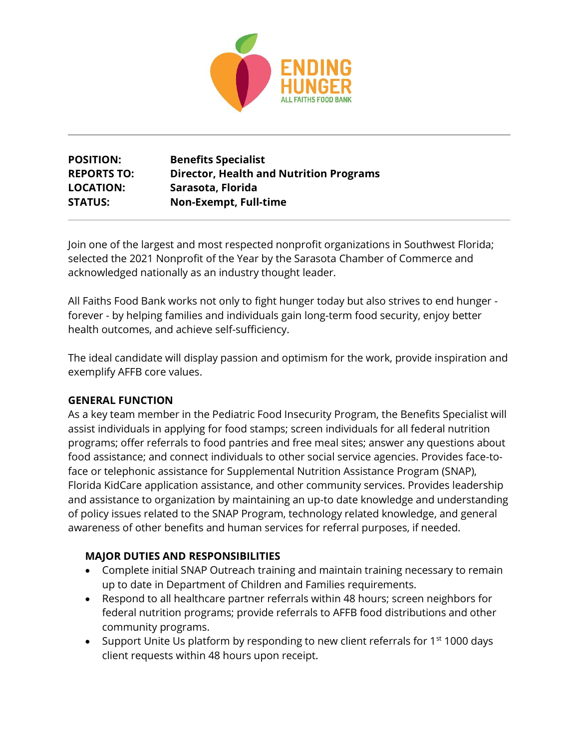ENDING HUNGER
ALL FAITHS FOOD BANK

---

| | |
|---|---|
| **POSITION:** | **Benefits Specialist** |
| **REPORTS TO:** | **Director, Health and Nutrition Programs** |
| **LOCATION:** | **Sarasota, Florida** |
| **STATUS:** | **Non-Exempt, Full-time** |

---

Join one of the largest and most respected nonprofit organizations in Southwest Florida; selected the 2021 Nonprofit of the Year by the Sarasota Chamber of Commerce and acknowledged nationally as an industry thought leader.

All Faiths Food Bank works not only to fight hunger today but also strives to end hunger - forever - by helping families and individuals gain long-term food security, enjoy better health outcomes, and achieve self-sufficiency.

The ideal candidate will display passion and optimism for the work, provide inspiration and exemplify AFFB core values.

## GENERAL FUNCTION

As a key team member in the Pediatric Food Insecurity Program, the Benefits Specialist will assist individuals in applying for food stamps; screen individuals for all federal nutrition programs; offer referrals to food pantries and free meal sites; answer any questions about food assistance; and connect individuals to other social service agencies. Provides face-to-face or telephonic assistance for Supplemental Nutrition Assistance Program (SNAP), Florida KidCare application assistance, and other community services. Provides leadership and assistance to organization by maintaining an up-to date knowledge and understanding of policy issues related to the SNAP Program, technology related knowledge, and general awareness of other benefits and human services for referral purposes, if needed.

### MAJOR DUTIES AND RESPONSIBILITIES

- Complete initial SNAP Outreach training and maintain training necessary to remain up to date in Department of Children and Families requirements.
- Respond to all healthcare partner referrals within 48 hours; screen neighbors for federal nutrition programs; provide referrals to AFFB food distributions and other community programs.
- Support Unite Us platform by responding to new client referrals for 1st 1000 days client requests within 48 hours upon receipt.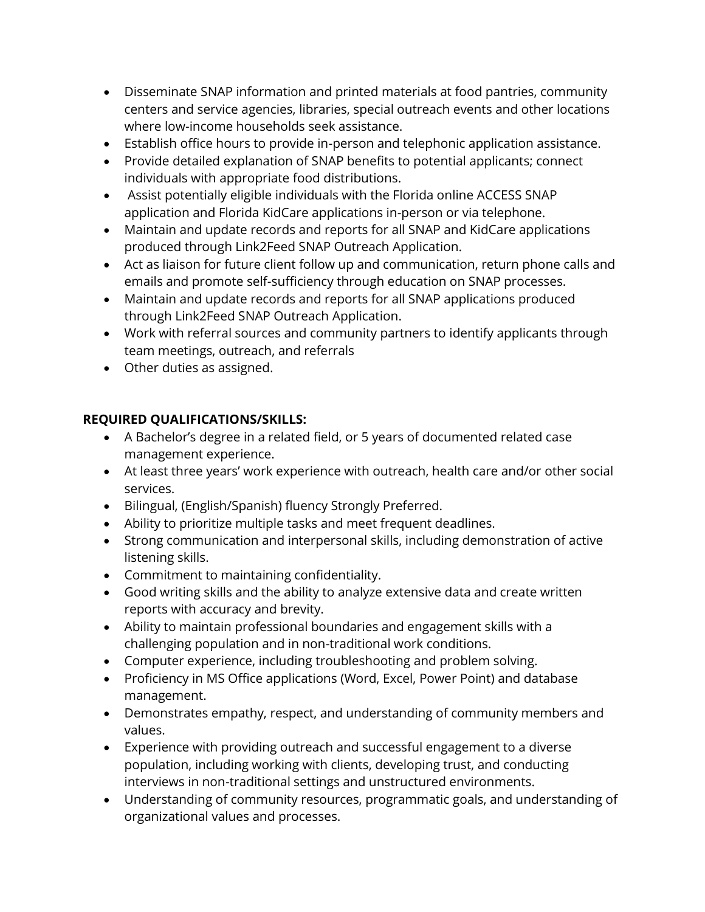- Disseminate SNAP information and printed materials at food pantries, community centers and service agencies, libraries, special outreach events and other locations where low-income households seek assistance.
- Establish office hours to provide in-person and telephonic application assistance.
- Provide detailed explanation of SNAP benefits to potential applicants; connect individuals with appropriate food distributions.
- Assist potentially eligible individuals with the Florida online ACCESS SNAP application and Florida KidCare applications in-person or via telephone.
- Maintain and update records and reports for all SNAP and KidCare applications produced through Link2Feed SNAP Outreach Application.
- Act as liaison for future client follow up and communication, return phone calls and emails and promote self-sufficiency through education on SNAP processes.
- Maintain and update records and reports for all SNAP applications produced through Link2Feed SNAP Outreach Application.
- Work with referral sources and community partners to identify applicants through team meetings, outreach, and referrals
- Other duties as assigned.

**REQUIRED QUALIFICATIONS/SKILLS:**

- A Bachelor's degree in a related field, or 5 years of documented related case management experience.
- At least three years' work experience with outreach, health care and/or other social services.
- Bilingual, (English/Spanish) fluency Strongly Preferred.
- Ability to prioritize multiple tasks and meet frequent deadlines.
- Strong communication and interpersonal skills, including demonstration of active listening skills.
- Commitment to maintaining confidentiality.
- Good writing skills and the ability to analyze extensive data and create written reports with accuracy and brevity.
- Ability to maintain professional boundaries and engagement skills with a challenging population and in non-traditional work conditions.
- Computer experience, including troubleshooting and problem solving.
- Proficiency in MS Office applications (Word, Excel, Power Point) and database management.
- Demonstrates empathy, respect, and understanding of community members and values.
- Experience with providing outreach and successful engagement to a diverse population, including working with clients, developing trust, and conducting interviews in non-traditional settings and unstructured environments.
- Understanding of community resources, programmatic goals, and understanding of organizational values and processes.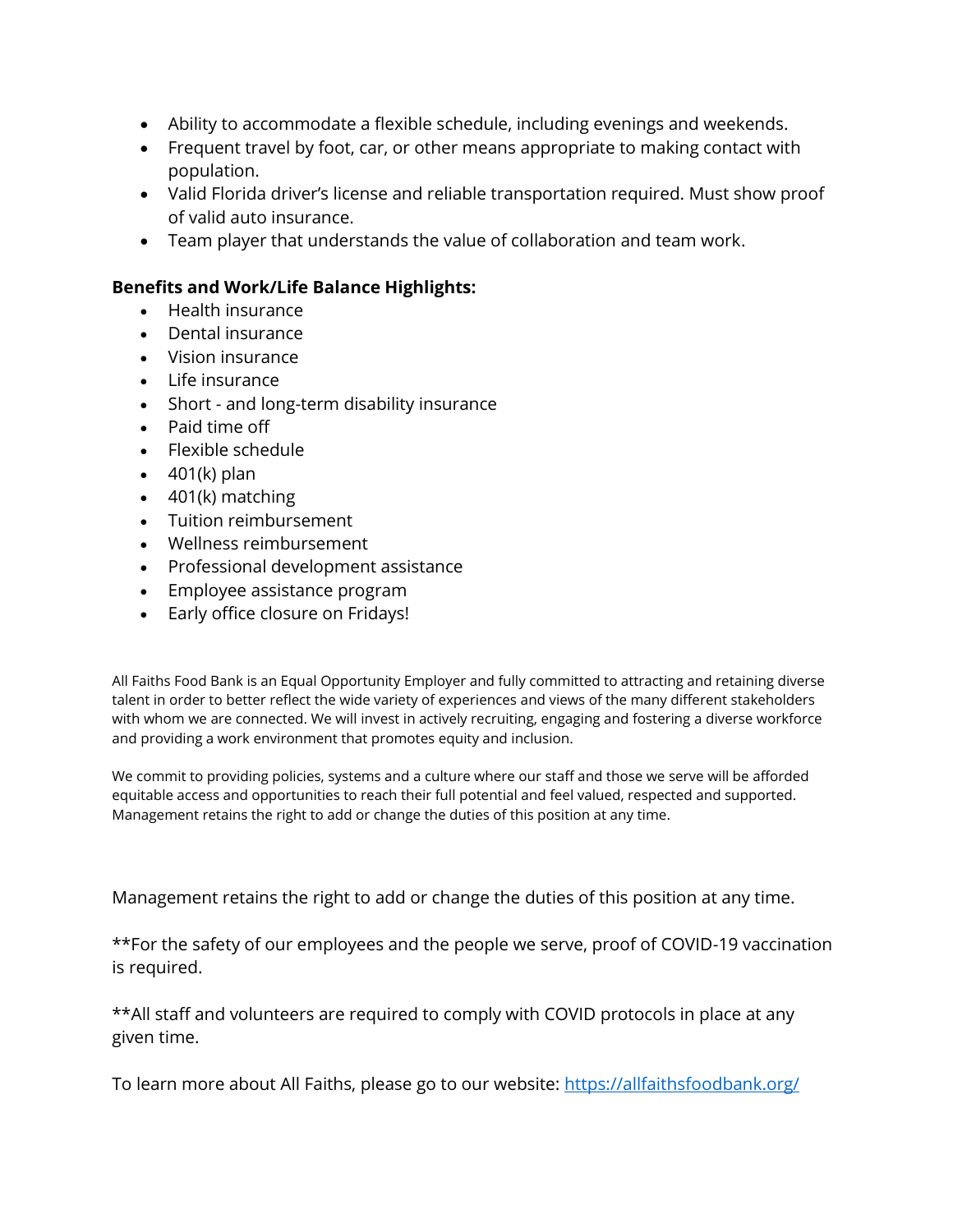- Ability to accommodate a flexible schedule, including evenings and weekends.
- Frequent travel by foot, car, or other means appropriate to making contact with population.
- Valid Florida driver's license and reliable transportation required. Must show proof of valid auto insurance.
- Team player that understands the value of collaboration and team work.

**Benefits and Work/Life Balance Highlights:**

- Health insurance
- Dental insurance
- Vision insurance
- Life insurance
- Short - and long-term disability insurance
- Paid time off
- Flexible schedule
- 401(k) plan
- 401(k) matching
- Tuition reimbursement
- Wellness reimbursement
- Professional development assistance
- Employee assistance program
- Early office closure on Fridays!

All Faiths Food Bank is an Equal Opportunity Employer and fully committed to attracting and retaining diverse talent in order to better reflect the wide variety of experiences and views of the many different stakeholders with whom we are connected. We will invest in actively recruiting, engaging and fostering a diverse workforce and providing a work environment that promotes equity and inclusion.

We commit to providing policies, systems and a culture where our staff and those we serve will be afforded equitable access and opportunities to reach their full potential and feel valued, respected and supported. Management retains the right to add or change the duties of this position at any time.

Management retains the right to add or change the duties of this position at any time.

**For the safety of our employees and the people we serve, proof of COVID-19 vaccination is required.

**All staff and volunteers are required to comply with COVID protocols in place at any given time.

To learn more about All Faiths, please go to our website: https://allfaithsfoodbank.org/